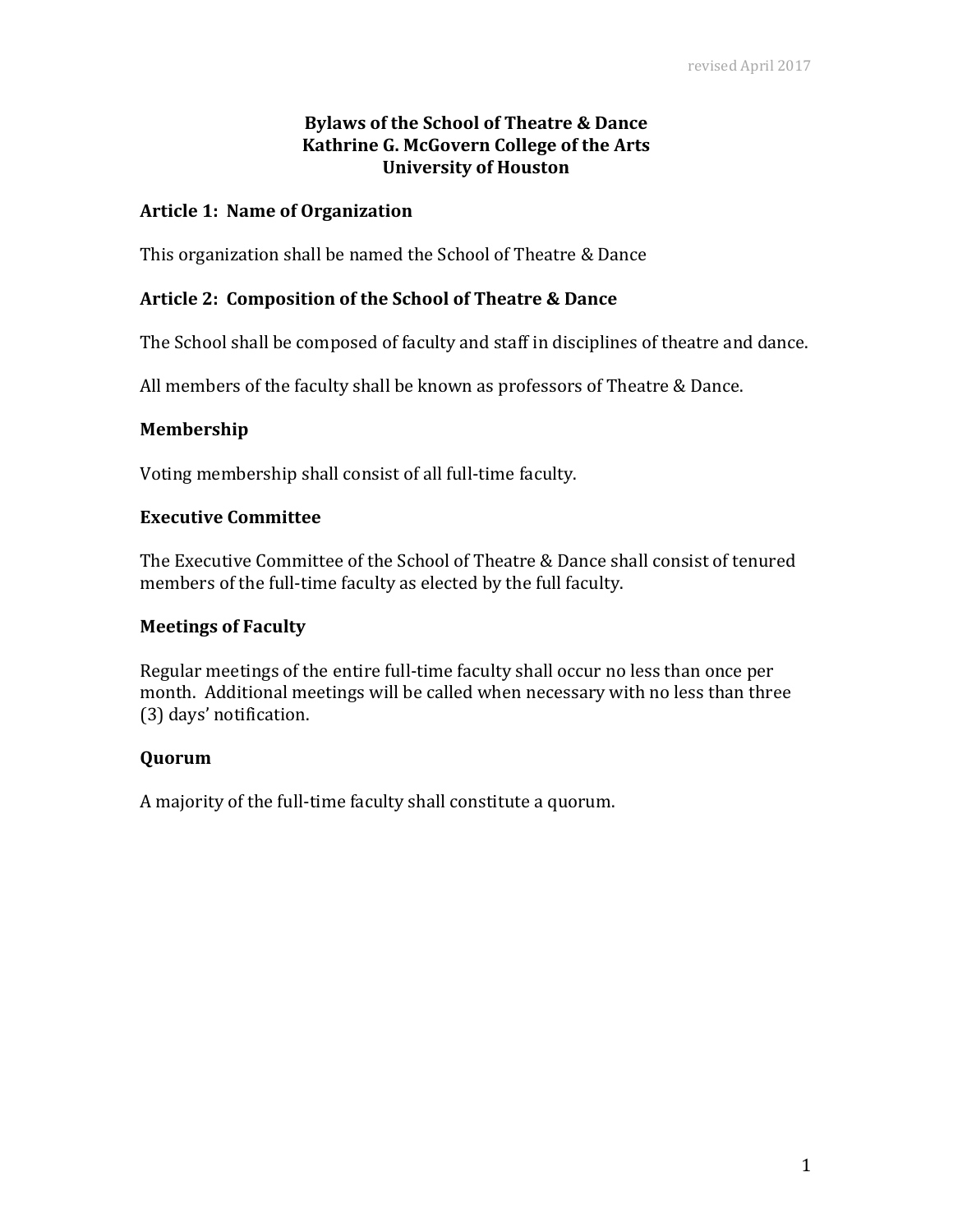revised April 2017

# Bylaws of the School of Theatre & Dance
# Kathrine G. McGovern College of the Arts
# University of Houston

## Article 1: Name of Organization

This organization shall be named the School of Theatre & Dance

## Article 2: Composition of the School of Theatre & Dance

The School shall be composed of faculty and staff in disciplines of theatre and dance.

All members of the faculty shall be known as professors of Theatre & Dance.

### Membership

Voting membership shall consist of all full-time faculty.

### Executive Committee

The Executive Committee of the School of Theatre & Dance shall consist of tenured members of the full-time faculty as elected by the full faculty.

### Meetings of Faculty

Regular meetings of the entire full-time faculty shall occur no less than once per month. Additional meetings will be called when necessary with no less than three (3) days' notification.

### Quorum

A majority of the full-time faculty shall constitute a quorum.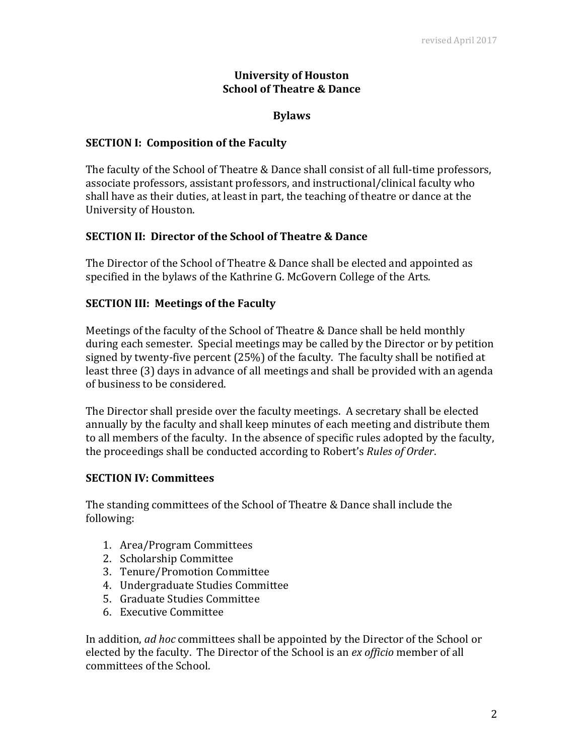**University of Houston**
**School of Theatre & Dance**

**Bylaws**

## SECTION I: Composition of the Faculty

The faculty of the School of Theatre & Dance shall consist of all full-time professors, associate professors, assistant professors, and instructional/clinical faculty who shall have as their duties, at least in part, the teaching of theatre or dance at the University of Houston.

## SECTION II: Director of the School of Theatre & Dance

The Director of the School of Theatre & Dance shall be elected and appointed as specified in the bylaws of the Kathrine G. McGovern College of the Arts.

## SECTION III: Meetings of the Faculty

Meetings of the faculty of the School of Theatre & Dance shall be held monthly during each semester. Special meetings may be called by the Director or by petition signed by twenty-five percent (25%) of the faculty. The faculty shall be notified at least three (3) days in advance of all meetings and shall be provided with an agenda of business to be considered.

The Director shall preside over the faculty meetings. A secretary shall be elected annually by the faculty and shall keep minutes of each meeting and distribute them to all members of the faculty. In the absence of specific rules adopted by the faculty, the proceedings shall be conducted according to Robert's *Rules of Order*.

## SECTION IV: Committees

The standing committees of the School of Theatre & Dance shall include the following:

1. Area/Program Committees
2. Scholarship Committee
3. Tenure/Promotion Committee
4. Undergraduate Studies Committee
5. Graduate Studies Committee
6. Executive Committee

In addition, *ad hoc* committees shall be appointed by the Director of the School or elected by the faculty. The Director of the School is an *ex officio* member of all committees of the School.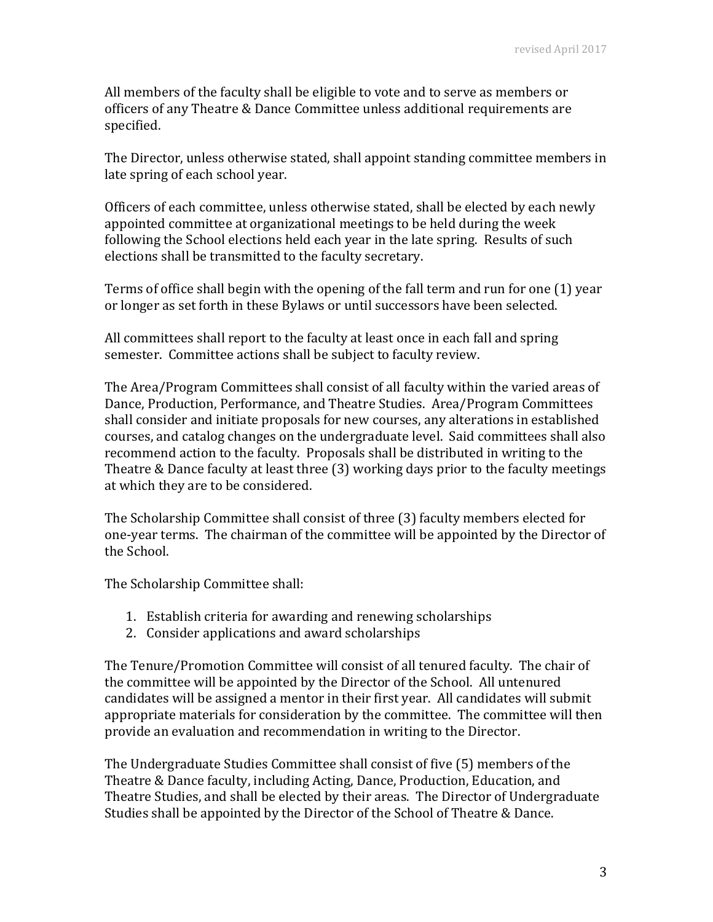All members of the faculty shall be eligible to vote and to serve as members or officers of any Theatre & Dance Committee unless additional requirements are specified.

The Director, unless otherwise stated, shall appoint standing committee members in late spring of each school year.

Officers of each committee, unless otherwise stated, shall be elected by each newly appointed committee at organizational meetings to be held during the week following the School elections held each year in the late spring. Results of such elections shall be transmitted to the faculty secretary.

Terms of office shall begin with the opening of the fall term and run for one (1) year or longer as set forth in these Bylaws or until successors have been selected.

All committees shall report to the faculty at least once in each fall and spring semester. Committee actions shall be subject to faculty review.

The Area/Program Committees shall consist of all faculty within the varied areas of Dance, Production, Performance, and Theatre Studies. Area/Program Committees shall consider and initiate proposals for new courses, any alterations in established courses, and catalog changes on the undergraduate level. Said committees shall also recommend action to the faculty. Proposals shall be distributed in writing to the Theatre & Dance faculty at least three (3) working days prior to the faculty meetings at which they are to be considered.

The Scholarship Committee shall consist of three (3) faculty members elected for one-year terms. The chairman of the committee will be appointed by the Director of the School.

The Scholarship Committee shall:

1. Establish criteria for awarding and renewing scholarships
2. Consider applications and award scholarships

The Tenure/Promotion Committee will consist of all tenured faculty. The chair of the committee will be appointed by the Director of the School. All untenured candidates will be assigned a mentor in their first year. All candidates will submit appropriate materials for consideration by the committee. The committee will then provide an evaluation and recommendation in writing to the Director.

The Undergraduate Studies Committee shall consist of five (5) members of the Theatre & Dance faculty, including Acting, Dance, Production, Education, and Theatre Studies, and shall be elected by their areas. The Director of Undergraduate Studies shall be appointed by the Director of the School of Theatre & Dance.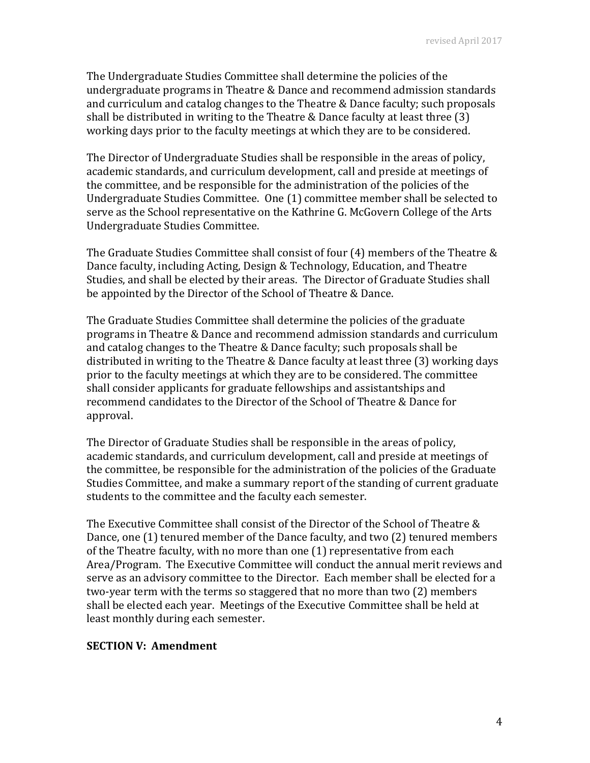The Undergraduate Studies Committee shall determine the policies of the undergraduate programs in Theatre & Dance and recommend admission standards and curriculum and catalog changes to the Theatre & Dance faculty; such proposals shall be distributed in writing to the Theatre & Dance faculty at least three (3) working days prior to the faculty meetings at which they are to be considered.

The Director of Undergraduate Studies shall be responsible in the areas of policy, academic standards, and curriculum development, call and preside at meetings of the committee, and be responsible for the administration of the policies of the Undergraduate Studies Committee. One (1) committee member shall be selected to serve as the School representative on the Kathrine G. McGovern College of the Arts Undergraduate Studies Committee.

The Graduate Studies Committee shall consist of four (4) members of the Theatre & Dance faculty, including Acting, Design & Technology, Education, and Theatre Studies, and shall be elected by their areas. The Director of Graduate Studies shall be appointed by the Director of the School of Theatre & Dance.

The Graduate Studies Committee shall determine the policies of the graduate programs in Theatre & Dance and recommend admission standards and curriculum and catalog changes to the Theatre & Dance faculty; such proposals shall be distributed in writing to the Theatre & Dance faculty at least three (3) working days prior to the faculty meetings at which they are to be considered. The committee shall consider applicants for graduate fellowships and assistantships and recommend candidates to the Director of the School of Theatre & Dance for approval.

The Director of Graduate Studies shall be responsible in the areas of policy, academic standards, and curriculum development, call and preside at meetings of the committee, be responsible for the administration of the policies of the Graduate Studies Committee, and make a summary report of the standing of current graduate students to the committee and the faculty each semester.

The Executive Committee shall consist of the Director of the School of Theatre & Dance, one (1) tenured member of the Dance faculty, and two (2) tenured members of the Theatre faculty, with no more than one (1) representative from each Area/Program. The Executive Committee will conduct the annual merit reviews and serve as an advisory committee to the Director. Each member shall be elected for a two-year term with the terms so staggered that no more than two (2) members shall be elected each year. Meetings of the Executive Committee shall be held at least monthly during each semester.

## SECTION V: Amendment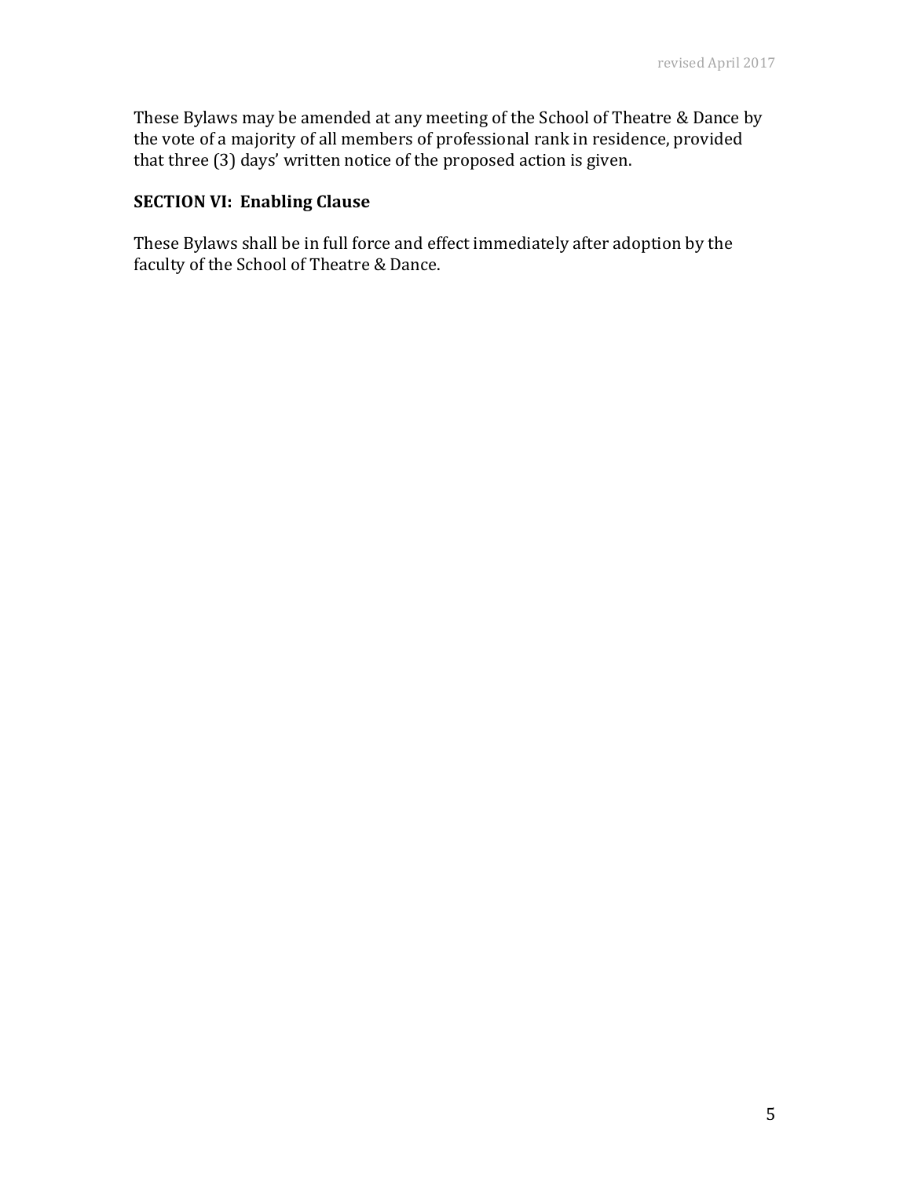These Bylaws may be amended at any meeting of the School of Theatre & Dance by the vote of a majority of all members of professional rank in residence, provided that three (3) days' written notice of the proposed action is given.

**SECTION VI: Enabling Clause**

These Bylaws shall be in full force and effect immediately after adoption by the faculty of the School of Theatre & Dance.